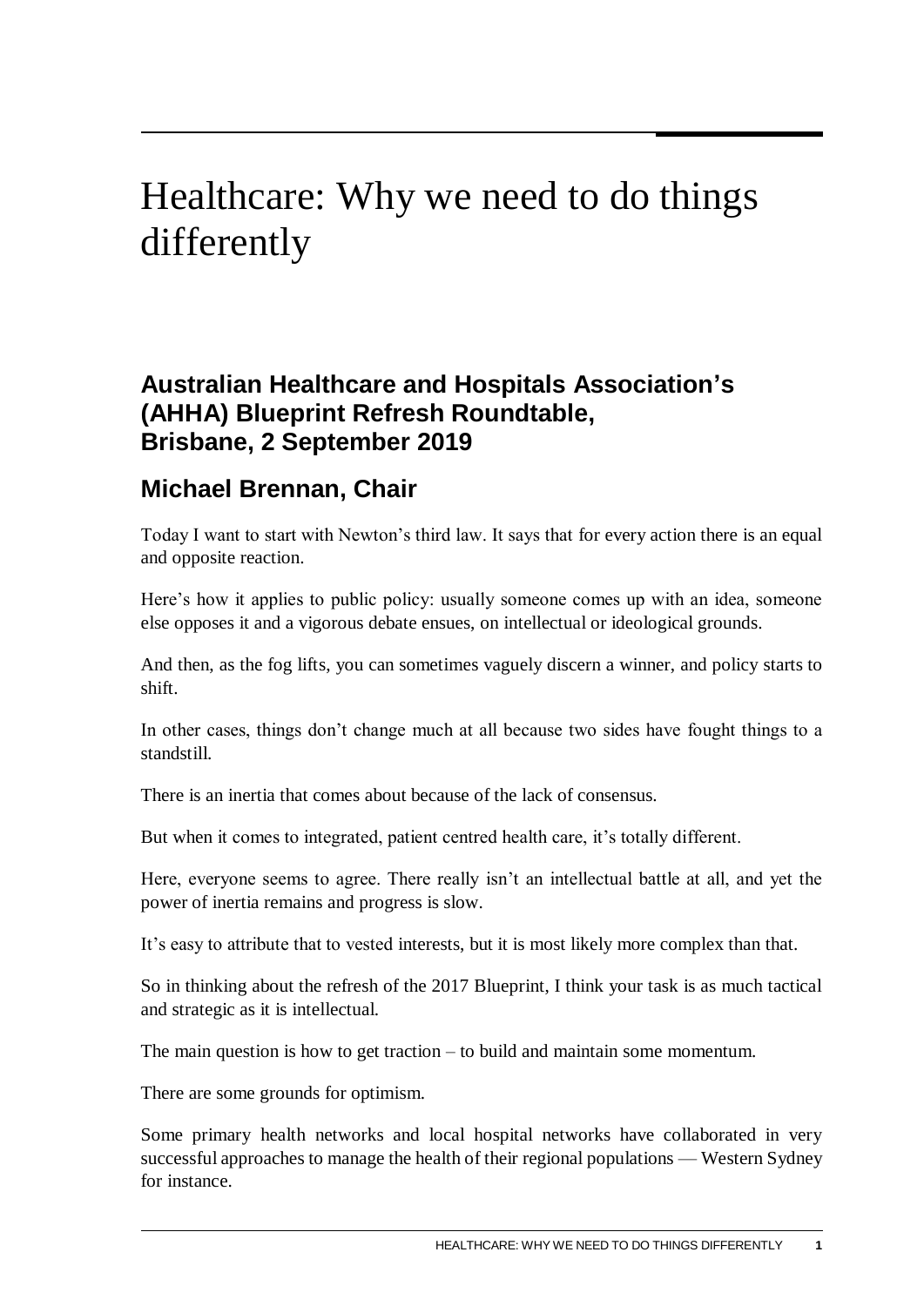# Healthcare: Why we need to do things differently

## Australian Healthcare and Hospitals Association's (AHHA) Blueprint Refresh Roundtable, Brisbane, 2 September 2019

## Michael Brennan, Chair

Today I want to start with Newton's third law. It says that for every action there is an equal and opposite reaction.

Here's how it applies to public policy: usually someone comes up with an idea, someone else opposes it and a vigorous debate ensues, on intellectual or ideological grounds.

And then, as the fog lifts, you can sometimes vaguely discern a winner, and policy starts to shift.

In other cases, things don't change much at all because two sides have fought things to a standstill.

There is an inertia that comes about because of the lack of consensus.

But when it comes to integrated, patient centred health care, it's totally different.

Here, everyone seems to agree. There really isn't an intellectual battle at all, and yet the power of inertia remains and progress is slow.

It's easy to attribute that to vested interests, but it is most likely more complex than that.

So in thinking about the refresh of the 2017 Blueprint, I think your task is as much tactical and strategic as it is intellectual.

The main question is how to get traction – to build and maintain some momentum.

There are some grounds for optimism.

Some primary health networks and local hospital networks have collaborated in very successful approaches to manage the health of their regional populations — Western Sydney for instance.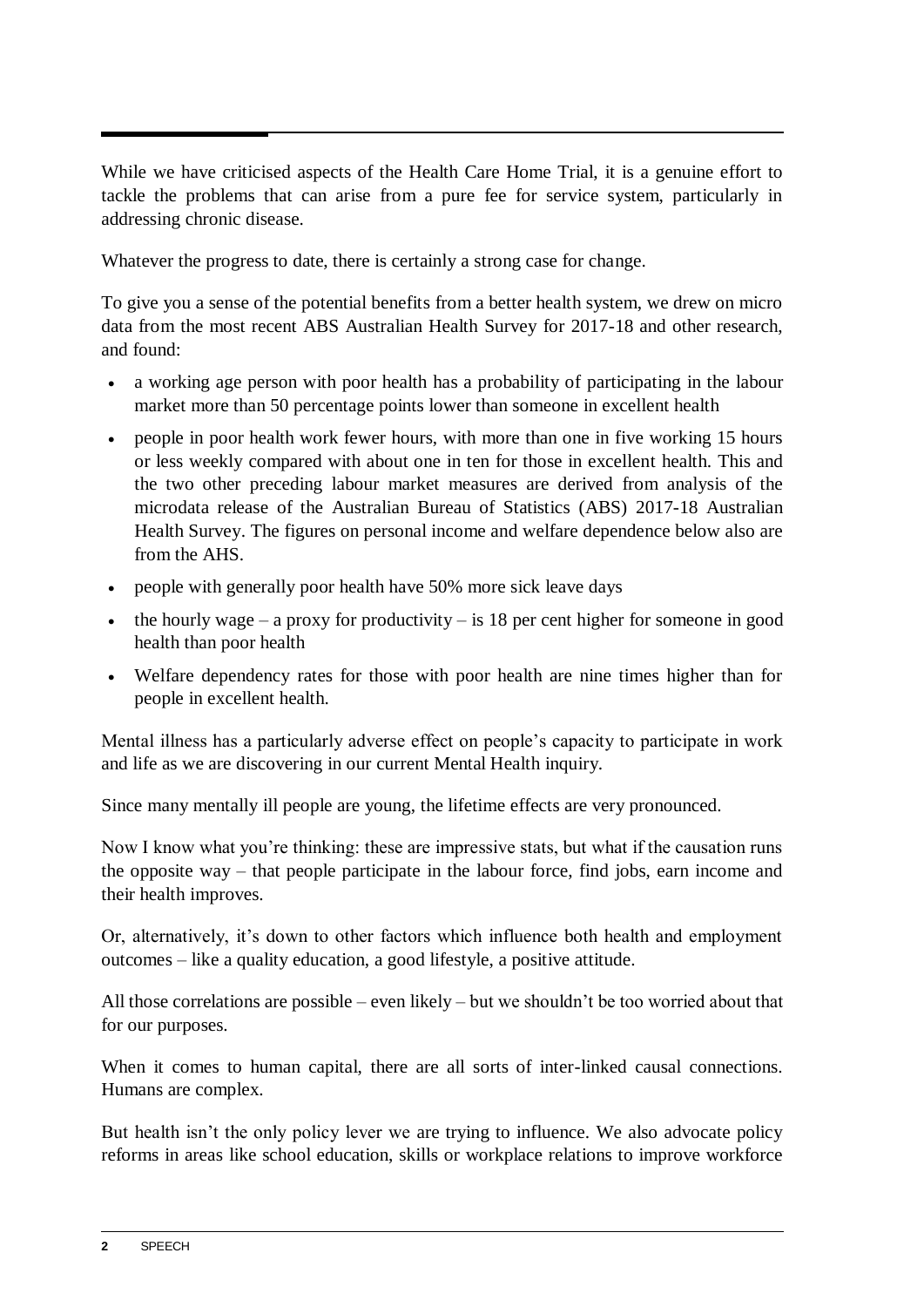While we have criticised aspects of the Health Care Home Trial, it is a genuine effort to tackle the problems that can arise from a pure fee for service system, particularly in addressing chronic disease.

Whatever the progress to date, there is certainly a strong case for change.

To give you a sense of the potential benefits from a better health system, we drew on micro data from the most recent ABS Australian Health Survey for 2017-18 and other research, and found:

- a working age person with poor health has a probability of participating in the labour market more than 50 percentage points lower than someone in excellent health
- people in poor health work fewer hours, with more than one in five working 15 hours or less weekly compared with about one in ten for those in excellent health. This and the two other preceding labour market measures are derived from analysis of the microdata release of the Australian Bureau of Statistics (ABS) 2017-18 Australian Health Survey. The figures on personal income and welfare dependence below also are from the AHS.
- people with generally poor health have 50% more sick leave days
- the hourly wage – a proxy for productivity – is 18 per cent higher for someone in good health than poor health
- Welfare dependency rates for those with poor health are nine times higher than for people in excellent health.

Mental illness has a particularly adverse effect on people's capacity to participate in work and life as we are discovering in our current Mental Health inquiry.

Since many mentally ill people are young, the lifetime effects are very pronounced.

Now I know what you're thinking: these are impressive stats, but what if the causation runs the opposite way – that people participate in the labour force, find jobs, earn income and their health improves.

Or, alternatively, it's down to other factors which influence both health and employment outcomes – like a quality education, a good lifestyle, a positive attitude.

All those correlations are possible – even likely – but we shouldn't be too worried about that for our purposes.

When it comes to human capital, there are all sorts of inter-linked causal connections. Humans are complex.

But health isn't the only policy lever we are trying to influence. We also advocate policy reforms in areas like school education, skills or workplace relations to improve workforce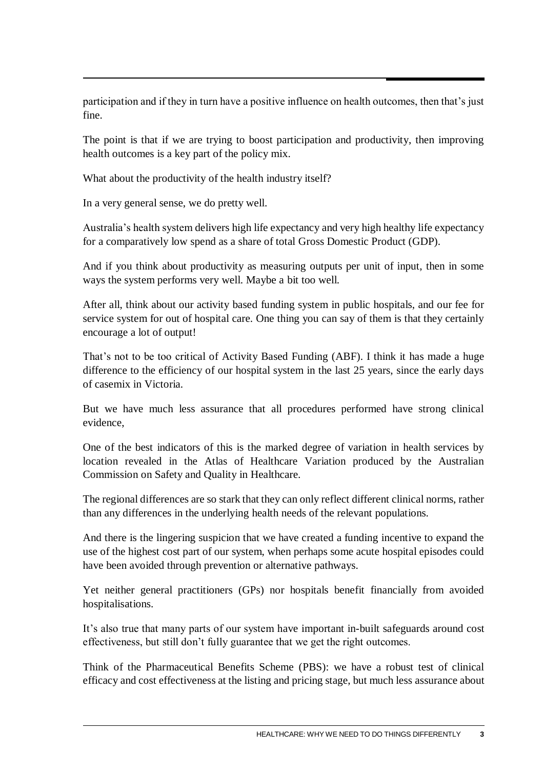participation and if they in turn have a positive influence on health outcomes, then that's just fine.

The point is that if we are trying to boost participation and productivity, then improving health outcomes is a key part of the policy mix.

What about the productivity of the health industry itself?

In a very general sense, we do pretty well.

Australia's health system delivers high life expectancy and very high healthy life expectancy for a comparatively low spend as a share of total Gross Domestic Product (GDP).

And if you think about productivity as measuring outputs per unit of input, then in some ways the system performs very well. Maybe a bit too well.

After all, think about our activity based funding system in public hospitals, and our fee for service system for out of hospital care. One thing you can say of them is that they certainly encourage a lot of output!

That's not to be too critical of Activity Based Funding (ABF). I think it has made a huge difference to the efficiency of our hospital system in the last 25 years, since the early days of casemix in Victoria.

But we have much less assurance that all procedures performed have strong clinical evidence,

One of the best indicators of this is the marked degree of variation in health services by location revealed in the Atlas of Healthcare Variation produced by the Australian Commission on Safety and Quality in Healthcare.

The regional differences are so stark that they can only reflect different clinical norms, rather than any differences in the underlying health needs of the relevant populations.

And there is the lingering suspicion that we have created a funding incentive to expand the use of the highest cost part of our system, when perhaps some acute hospital episodes could have been avoided through prevention or alternative pathways.

Yet neither general practitioners (GPs) nor hospitals benefit financially from avoided hospitalisations.

It's also true that many parts of our system have important in-built safeguards around cost effectiveness, but still don't fully guarantee that we get the right outcomes.

Think of the Pharmaceutical Benefits Scheme (PBS): we have a robust test of clinical efficacy and cost effectiveness at the listing and pricing stage, but much less assurance about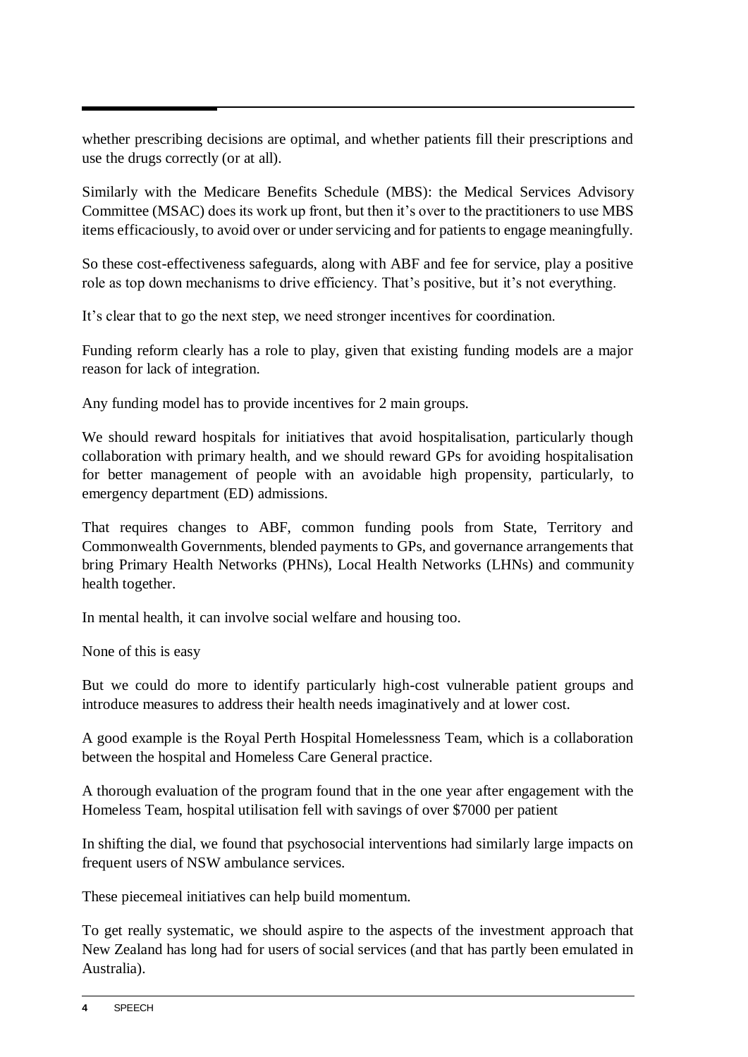whether prescribing decisions are optimal, and whether patients fill their prescriptions and use the drugs correctly (or at all).

Similarly with the Medicare Benefits Schedule (MBS): the Medical Services Advisory Committee (MSAC) does its work up front, but then it's over to the practitioners to use MBS items efficaciously, to avoid over or under servicing and for patients to engage meaningfully.

So these cost-effectiveness safeguards, along with ABF and fee for service, play a positive role as top down mechanisms to drive efficiency. That's positive, but it's not everything.

It's clear that to go the next step, we need stronger incentives for coordination.

Funding reform clearly has a role to play, given that existing funding models are a major reason for lack of integration.

Any funding model has to provide incentives for 2 main groups.

We should reward hospitals for initiatives that avoid hospitalisation, particularly though collaboration with primary health, and we should reward GPs for avoiding hospitalisation for better management of people with an avoidable high propensity, particularly, to emergency department (ED) admissions.

That requires changes to ABF, common funding pools from State, Territory and Commonwealth Governments, blended payments to GPs, and governance arrangements that bring Primary Health Networks (PHNs), Local Health Networks (LHNs) and community health together.

In mental health, it can involve social welfare and housing too.

None of this is easy

But we could do more to identify particularly high-cost vulnerable patient groups and introduce measures to address their health needs imaginatively and at lower cost.

A good example is the Royal Perth Hospital Homelessness Team, which is a collaboration between the hospital and Homeless Care General practice.

A thorough evaluation of the program found that in the one year after engagement with the Homeless Team, hospital utilisation fell with savings of over $7000 per patient

In shifting the dial, we found that psychosocial interventions had similarly large impacts on frequent users of NSW ambulance services.

These piecemeal initiatives can help build momentum.

To get really systematic, we should aspire to the aspects of the investment approach that New Zealand has long had for users of social services (and that has partly been emulated in Australia).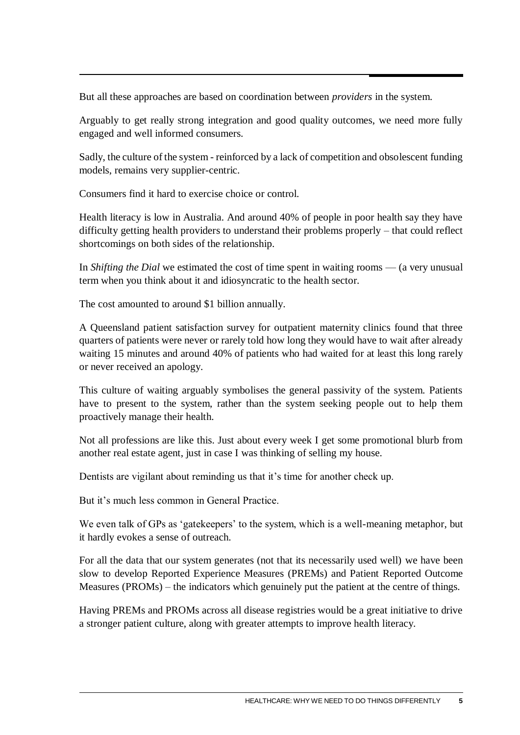But all these approaches are based on coordination between *providers* in the system.

Arguably to get really strong integration and good quality outcomes, we need more fully engaged and well informed consumers.

Sadly, the culture of the system - reinforced by a lack of competition and obsolescent funding models, remains very supplier-centric.

Consumers find it hard to exercise choice or control.

Health literacy is low in Australia. And around 40% of people in poor health say they have difficulty getting health providers to understand their problems properly – that could reflect shortcomings on both sides of the relationship.

In *Shifting the Dial* we estimated the cost of time spent in waiting rooms — (a very unusual term when you think about it and idiosyncratic to the health sector.

The cost amounted to around $1 billion annually.

A Queensland patient satisfaction survey for outpatient maternity clinics found that three quarters of patients were never or rarely told how long they would have to wait after already waiting 15 minutes and around 40% of patients who had waited for at least this long rarely or never received an apology.

This culture of waiting arguably symbolises the general passivity of the system. Patients have to present to the system, rather than the system seeking people out to help them proactively manage their health.

Not all professions are like this. Just about every week I get some promotional blurb from another real estate agent, just in case I was thinking of selling my house.

Dentists are vigilant about reminding us that it's time for another check up.

But it's much less common in General Practice.

We even talk of GPs as 'gatekeepers' to the system, which is a well-meaning metaphor, but it hardly evokes a sense of outreach.

For all the data that our system generates (not that its necessarily used well) we have been slow to develop Reported Experience Measures (PREMs) and Patient Reported Outcome Measures (PROMs) – the indicators which genuinely put the patient at the centre of things.

Having PREMs and PROMs across all disease registries would be a great initiative to drive a stronger patient culture, along with greater attempts to improve health literacy.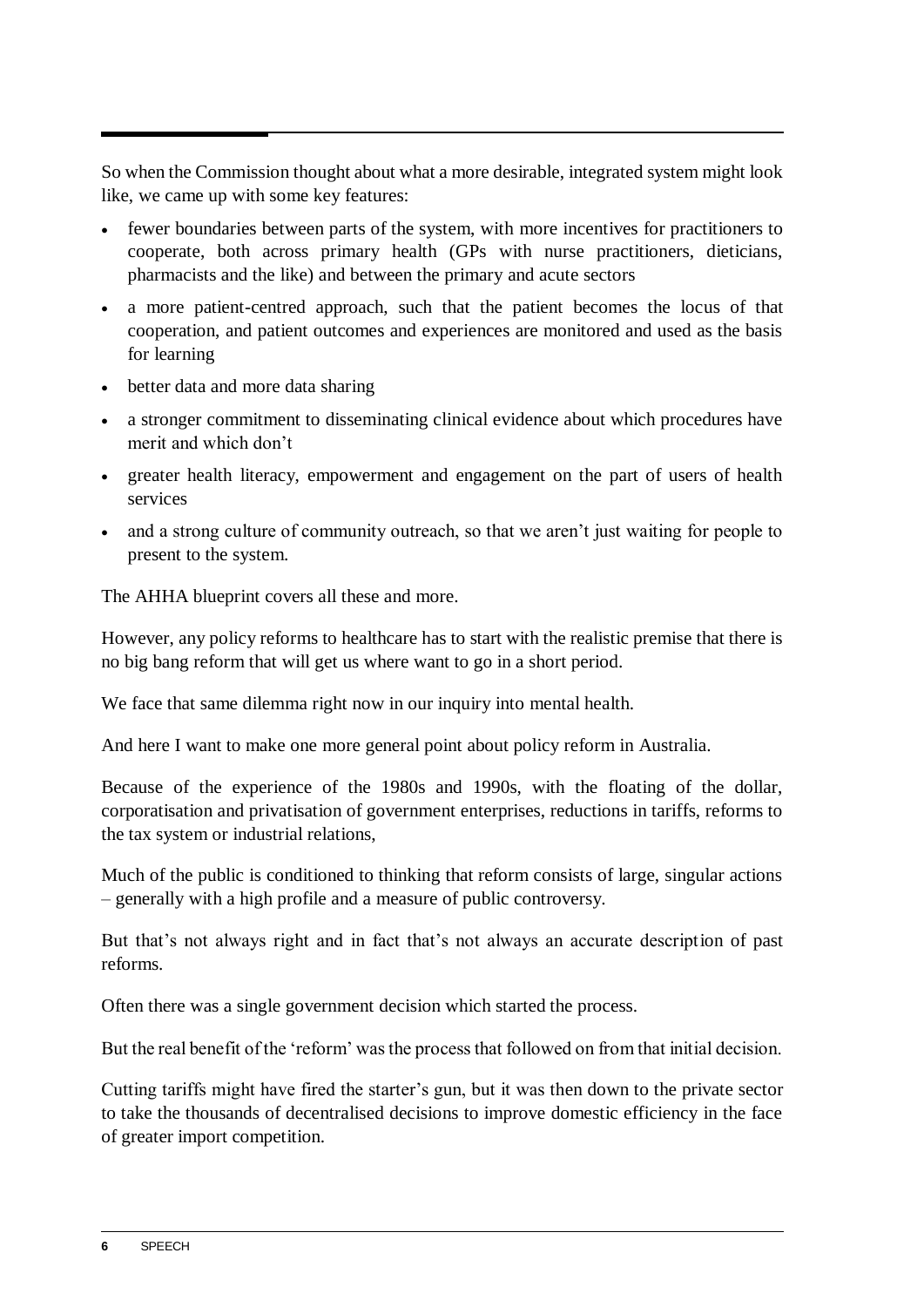So when the Commission thought about what a more desirable, integrated system might look like, we came up with some key features:

- fewer boundaries between parts of the system, with more incentives for practitioners to cooperate, both across primary health (GPs with nurse practitioners, dieticians, pharmacists and the like) and between the primary and acute sectors
- a more patient-centred approach, such that the patient becomes the locus of that cooperation, and patient outcomes and experiences are monitored and used as the basis for learning
- better data and more data sharing
- a stronger commitment to disseminating clinical evidence about which procedures have merit and which don't
- greater health literacy, empowerment and engagement on the part of users of health services
- and a strong culture of community outreach, so that we aren't just waiting for people to present to the system.

The AHHA blueprint covers all these and more.

However, any policy reforms to healthcare has to start with the realistic premise that there is no big bang reform that will get us where want to go in a short period.

We face that same dilemma right now in our inquiry into mental health.

And here I want to make one more general point about policy reform in Australia.

Because of the experience of the 1980s and 1990s, with the floating of the dollar, corporatisation and privatisation of government enterprises, reductions in tariffs, reforms to the tax system or industrial relations,

Much of the public is conditioned to thinking that reform consists of large, singular actions – generally with a high profile and a measure of public controversy.

But that's not always right and in fact that's not always an accurate description of past reforms.

Often there was a single government decision which started the process.

But the real benefit of the 'reform' was the process that followed on from that initial decision.

Cutting tariffs might have fired the starter's gun, but it was then down to the private sector to take the thousands of decentralised decisions to improve domestic efficiency in the face of greater import competition.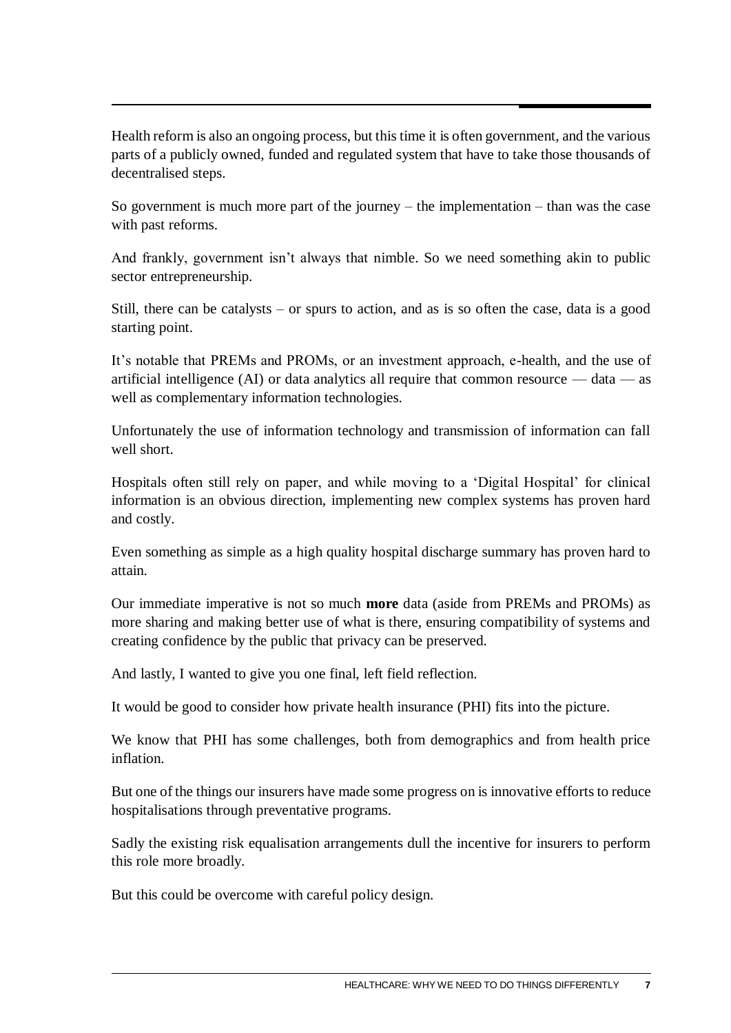Health reform is also an ongoing process, but this time it is often government, and the various parts of a publicly owned, funded and regulated system that have to take those thousands of decentralised steps.

So government is much more part of the journey – the implementation – than was the case with past reforms.

And frankly, government isn't always that nimble. So we need something akin to public sector entrepreneurship.

Still, there can be catalysts – or spurs to action, and as is so often the case, data is a good starting point.

It's notable that PREMs and PROMs, or an investment approach, e-health, and the use of artificial intelligence (AI) or data analytics all require that common resource — data — as well as complementary information technologies.

Unfortunately the use of information technology and transmission of information can fall well short.

Hospitals often still rely on paper, and while moving to a 'Digital Hospital' for clinical information is an obvious direction, implementing new complex systems has proven hard and costly.

Even something as simple as a high quality hospital discharge summary has proven hard to attain.

Our immediate imperative is not so much **more** data (aside from PREMs and PROMs) as more sharing and making better use of what is there, ensuring compatibility of systems and creating confidence by the public that privacy can be preserved.

And lastly, I wanted to give you one final, left field reflection.

It would be good to consider how private health insurance (PHI) fits into the picture.

We know that PHI has some challenges, both from demographics and from health price inflation.

But one of the things our insurers have made some progress on is innovative efforts to reduce hospitalisations through preventative programs.

Sadly the existing risk equalisation arrangements dull the incentive for insurers to perform this role more broadly.

But this could be overcome with careful policy design.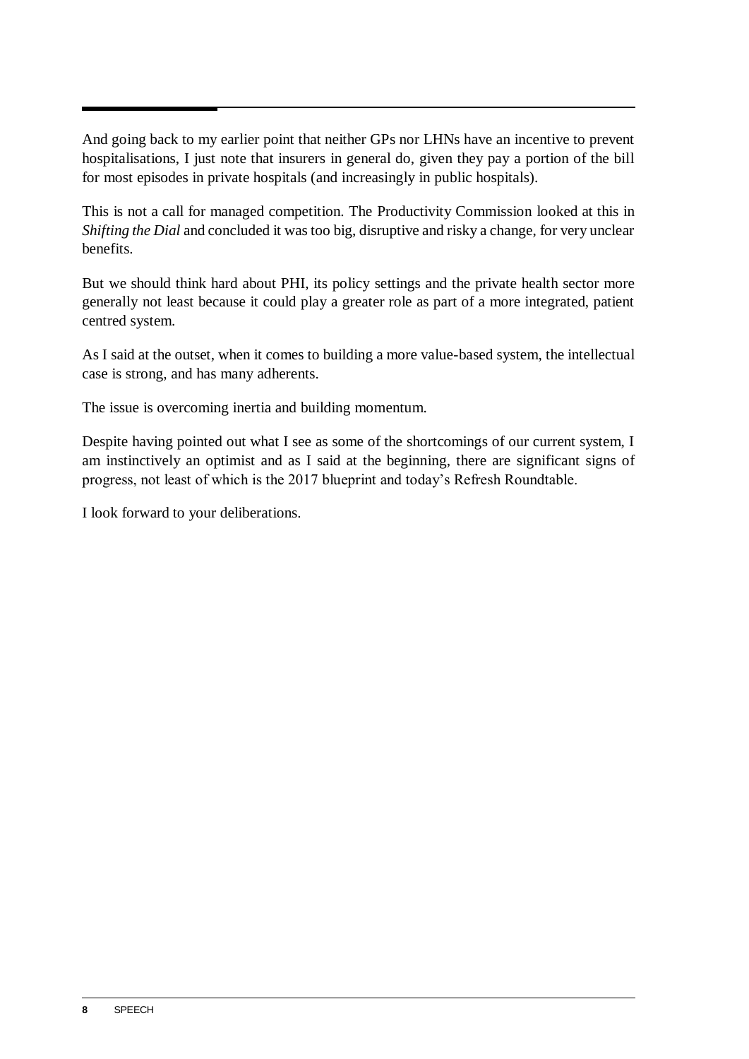And going back to my earlier point that neither GPs nor LHNs have an incentive to prevent hospitalisations, I just note that insurers in general do, given they pay a portion of the bill for most episodes in private hospitals (and increasingly in public hospitals).

This is not a call for managed competition. The Productivity Commission looked at this in *Shifting the Dial* and concluded it was too big, disruptive and risky a change, for very unclear benefits.

But we should think hard about PHI, its policy settings and the private health sector more generally not least because it could play a greater role as part of a more integrated, patient centred system.

As I said at the outset, when it comes to building a more value-based system, the intellectual case is strong, and has many adherents.

The issue is overcoming inertia and building momentum.

Despite having pointed out what I see as some of the shortcomings of our current system, I am instinctively an optimist and as I said at the beginning, there are significant signs of progress, not least of which is the 2017 blueprint and today's Refresh Roundtable.

I look forward to your deliberations.